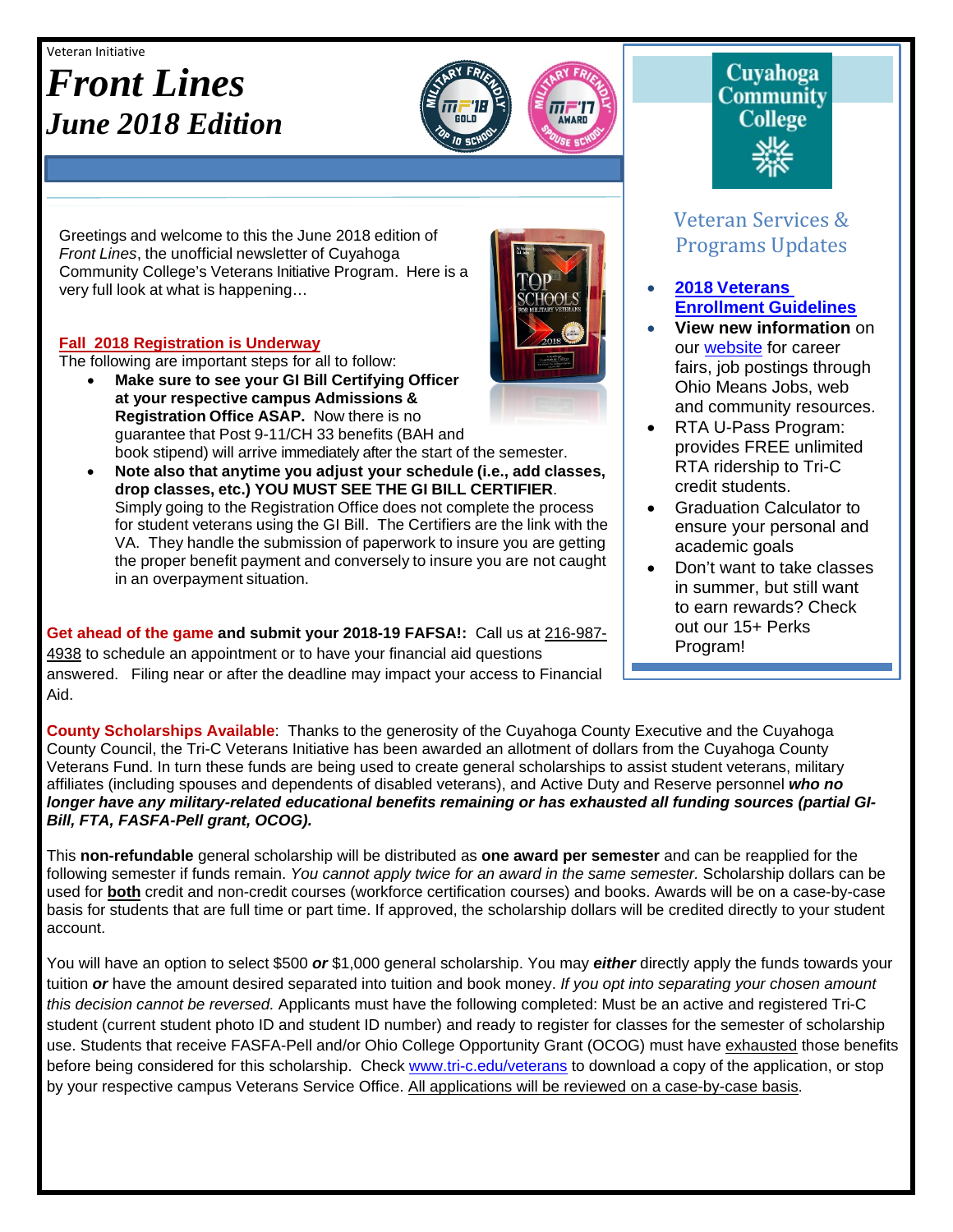Veteran Initiative

# *Front Lines*
## *June 2018 Edition*

Greetings and welcome to this the June 2018 edition of *Front Lines*, the unofficial newsletter of Cuyahoga Community College's Veterans Initiative Program. Here is a very full look at what is happening…

**Fall 2018 Registration is Underway**

The following are important steps for all to follow:

- **Make sure to see your GI Bill Certifying Officer at your respective campus Admissions & Registration Office ASAP.** Now there is no guarantee that Post 9-11/CH 33 benefits (BAH and book stipend) will arrive immediately after the start of the semester.
- **Note also that anytime you adjust your schedule (i.e., add classes, drop classes, etc.) YOU MUST SEE THE GI BILL CERTIFIER**. Simply going to the Registration Office does not complete the process for student veterans using the GI Bill. The Certifiers are the link with the VA. They handle the submission of paperwork to insure you are getting the proper benefit payment and conversely to insure you are not caught in an overpayment situation.

**Get ahead of the game and submit your 2018-19 FAFSA!:** Call us at 216-987-4938 to schedule an appointment or to have your financial aid questions answered. Filing near or after the deadline may impact your access to Financial Aid.

## Cuyahoga Community College

### Veteran Services & Programs Updates

- **2018 Veterans Enrollment Guidelines**
- **View new information** on our website for career fairs, job postings through Ohio Means Jobs, web and community resources.
- RTA U-Pass Program: provides FREE unlimited RTA ridership to Tri-C credit students.
- Graduation Calculator to ensure your personal and academic goals
- Don't want to take classes in summer, but still want to earn rewards? Check out our 15+ Perks Program!

**County Scholarships Available**: Thanks to the generosity of the Cuyahoga County Executive and the Cuyahoga County Council, the Tri-C Veterans Initiative has been awarded an allotment of dollars from the Cuyahoga County Veterans Fund. In turn these funds are being used to create general scholarships to assist student veterans, military affiliates (including spouses and dependents of disabled veterans), and Active Duty and Reserve personnel ***who no longer have any military-related educational benefits remaining or has exhausted all funding sources (partial GI-Bill, FTA, FASFA-Pell grant, OCOG).***

This **non-refundable** general scholarship will be distributed as **one award per semester** and can be reapplied for the following semester if funds remain. *You cannot apply twice for an award in the same semester.* Scholarship dollars can be used for **both** credit and non-credit courses (workforce certification courses) and books. Awards will be on a case-by-case basis for students that are full time or part time. If approved, the scholarship dollars will be credited directly to your student account.

You will have an option to select $500 ***or*** $1,000 general scholarship. You may ***either*** directly apply the funds towards your tuition ***or*** have the amount desired separated into tuition and book money. *If you opt into separating your chosen amount this decision cannot be reversed.* Applicants must have the following completed: Must be an active and registered Tri-C student (current student photo ID and student ID number) and ready to register for classes for the semester of scholarship use. Students that receive FASFA-Pell and/or Ohio College Opportunity Grant (OCOG) must have exhausted those benefits before being considered for this scholarship. Check www.tri-c.edu/veterans to download a copy of the application, or stop by your respective campus Veterans Service Office. All applications will be reviewed on a case-by-case basis.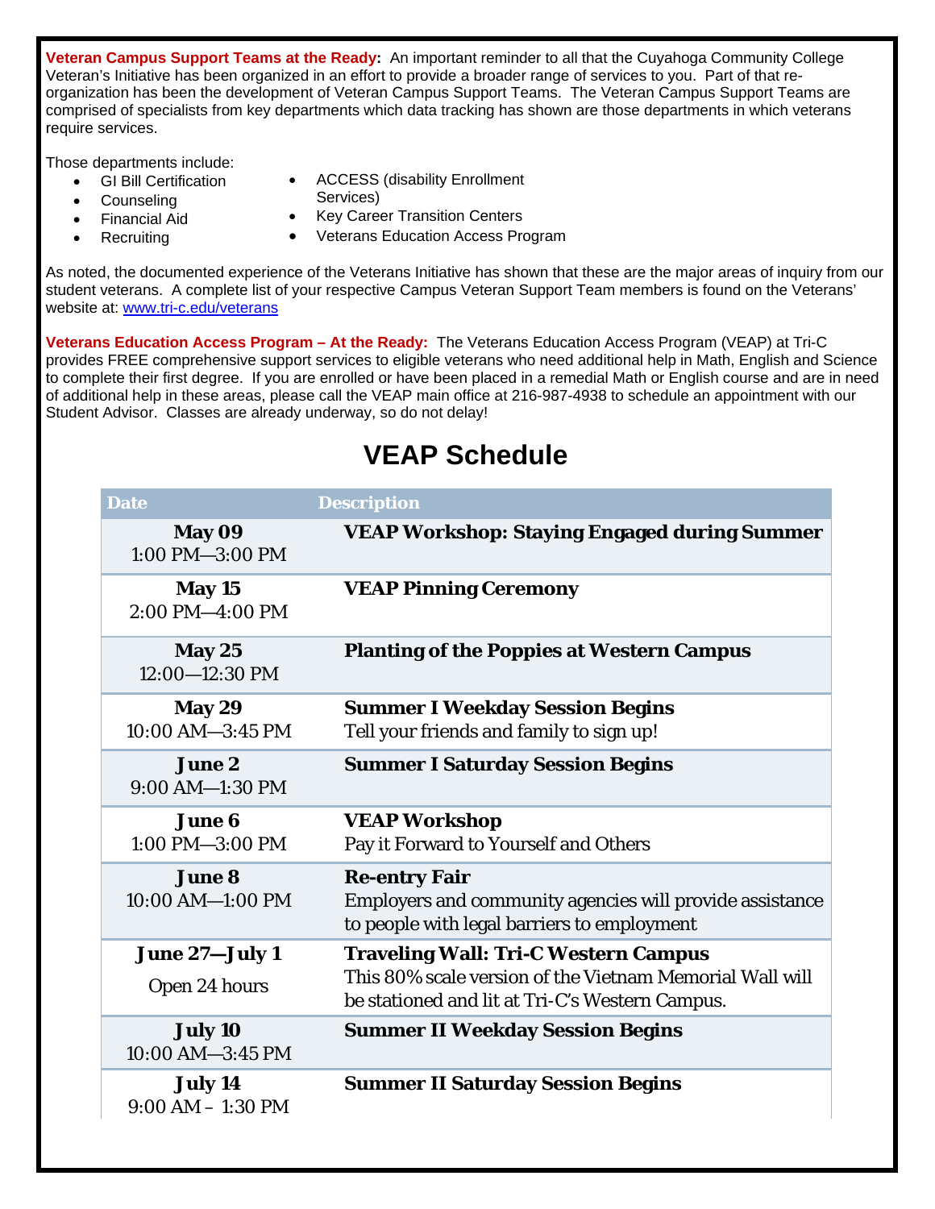**Veteran Campus Support Teams at the Ready:** An important reminder to all that the Cuyahoga Community College Veteran's Initiative has been organized in an effort to provide a broader range of services to you. Part of that re-organization has been the development of Veteran Campus Support Teams. The Veteran Campus Support Teams are comprised of specialists from key departments which data tracking has shown are those departments in which veterans require services.

Those departments include:

- GI Bill Certification
- Counseling
- Financial Aid
- Recruiting
- ACCESS (disability Enrollment Services)
- Key Career Transition Centers
- Veterans Education Access Program

As noted, the documented experience of the Veterans Initiative has shown that these are the major areas of inquiry from our student veterans. A complete list of your respective Campus Veteran Support Team members is found on the Veterans' website at: www.tri-c.edu/veterans

**Veterans Education Access Program – At the Ready:** The Veterans Education Access Program (VEAP) at Tri-C provides FREE comprehensive support services to eligible veterans who need additional help in Math, English and Science to complete their first degree. If you are enrolled or have been placed in a remedial Math or English course and are in need of additional help in these areas, please call the VEAP main office at 216-987-4938 to schedule an appointment with our Student Advisor. Classes are already underway, so do not delay!

## VEAP Schedule

| Date | Description |
|---|---|
| **May 09**<br>1:00 PM—3:00 PM | **VEAP Workshop: Staying Engaged during Summer** |
| **May 15**<br>2:00 PM—4:00 PM | **VEAP Pinning Ceremony** |
| **May 25**<br>12:00—12:30 PM | **Planting of the Poppies at Western Campus** |
| **May 29**<br>10:00 AM—3:45 PM | **Summer I Weekday Session Begins**<br>Tell your friends and family to sign up! |
| **June 2**<br>9:00 AM—1:30 PM | **Summer I Saturday Session Begins** |
| **June 6**<br>1:00 PM—3:00 PM | **VEAP Workshop**<br>Pay it Forward to Yourself and Others |
| **June 8**<br>10:00 AM—1:00 PM | **Re-entry Fair**<br>Employers and community agencies will provide assistance to people with legal barriers to employment |
| **June 27—July 1**<br>Open 24 hours | **Traveling Wall: Tri-C Western Campus**<br>This 80% scale version of the Vietnam Memorial Wall will be stationed and lit at Tri-C's Western Campus. |
| **July 10**<br>10:00 AM—3:45 PM | **Summer II Weekday Session Begins** |
| **July 14**<br>9:00 AM – 1:30 PM | **Summer II Saturday Session Begins** |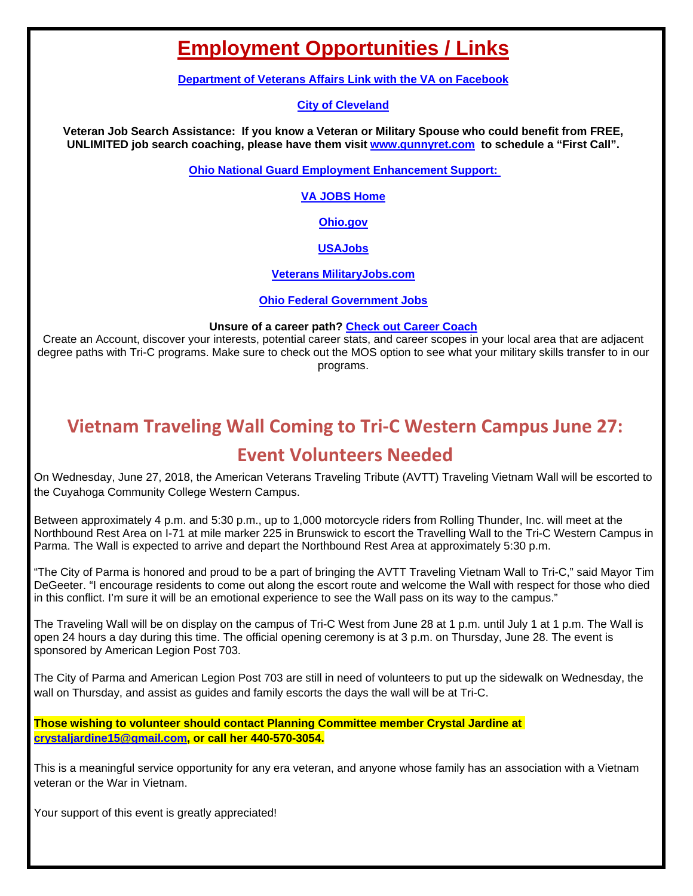# Employment Opportunities / Links

**Department of Veterans Affairs Link with the VA on Facebook**

**City of Cleveland**

**Veteran Job Search Assistance: If you know a Veteran or Military Spouse who could benefit from FREE, UNLIMITED job search coaching, please have them visit www.gunnyret.com to schedule a "First Call".**

**Ohio National Guard Employment Enhancement Support:**

**VA JOBS Home**

**Ohio.gov**

**USAJobs**

**Veterans MilitaryJobs.com**

**Ohio Federal Government Jobs**

**Unsure of a career path? Check out Career Coach**

Create an Account, discover your interests, potential career stats, and career scopes in your local area that are adjacent degree paths with Tri-C programs. Make sure to check out the MOS option to see what your military skills transfer to in our programs.

## Vietnam Traveling Wall Coming to Tri-C Western Campus June 27: Event Volunteers Needed

On Wednesday, June 27, 2018, the American Veterans Traveling Tribute (AVTT) Traveling Vietnam Wall will be escorted to the Cuyahoga Community College Western Campus.

Between approximately 4 p.m. and 5:30 p.m., up to 1,000 motorcycle riders from Rolling Thunder, Inc. will meet at the Northbound Rest Area on I-71 at mile marker 225 in Brunswick to escort the Travelling Wall to the Tri-C Western Campus in Parma. The Wall is expected to arrive and depart the Northbound Rest Area at approximately 5:30 p.m.

"The City of Parma is honored and proud to be a part of bringing the AVTT Traveling Vietnam Wall to Tri-C," said Mayor Tim DeGeeter. "I encourage residents to come out along the escort route and welcome the Wall with respect for those who died in this conflict. I'm sure it will be an emotional experience to see the Wall pass on its way to the campus."

The Traveling Wall will be on display on the campus of Tri-C West from June 28 at 1 p.m. until July 1 at 1 p.m. The Wall is open 24 hours a day during this time. The official opening ceremony is at 3 p.m. on Thursday, June 28. The event is sponsored by American Legion Post 703.

The City of Parma and American Legion Post 703 are still in need of volunteers to put up the sidewalk on Wednesday, the wall on Thursday, and assist as guides and family escorts the days the wall will be at Tri-C.

**Those wishing to volunteer should contact Planning Committee member Crystal Jardine at crystaljardine15@gmail.com, or call her 440-570-3054.**

This is a meaningful service opportunity for any era veteran, and anyone whose family has an association with a Vietnam veteran or the War in Vietnam.

Your support of this event is greatly appreciated!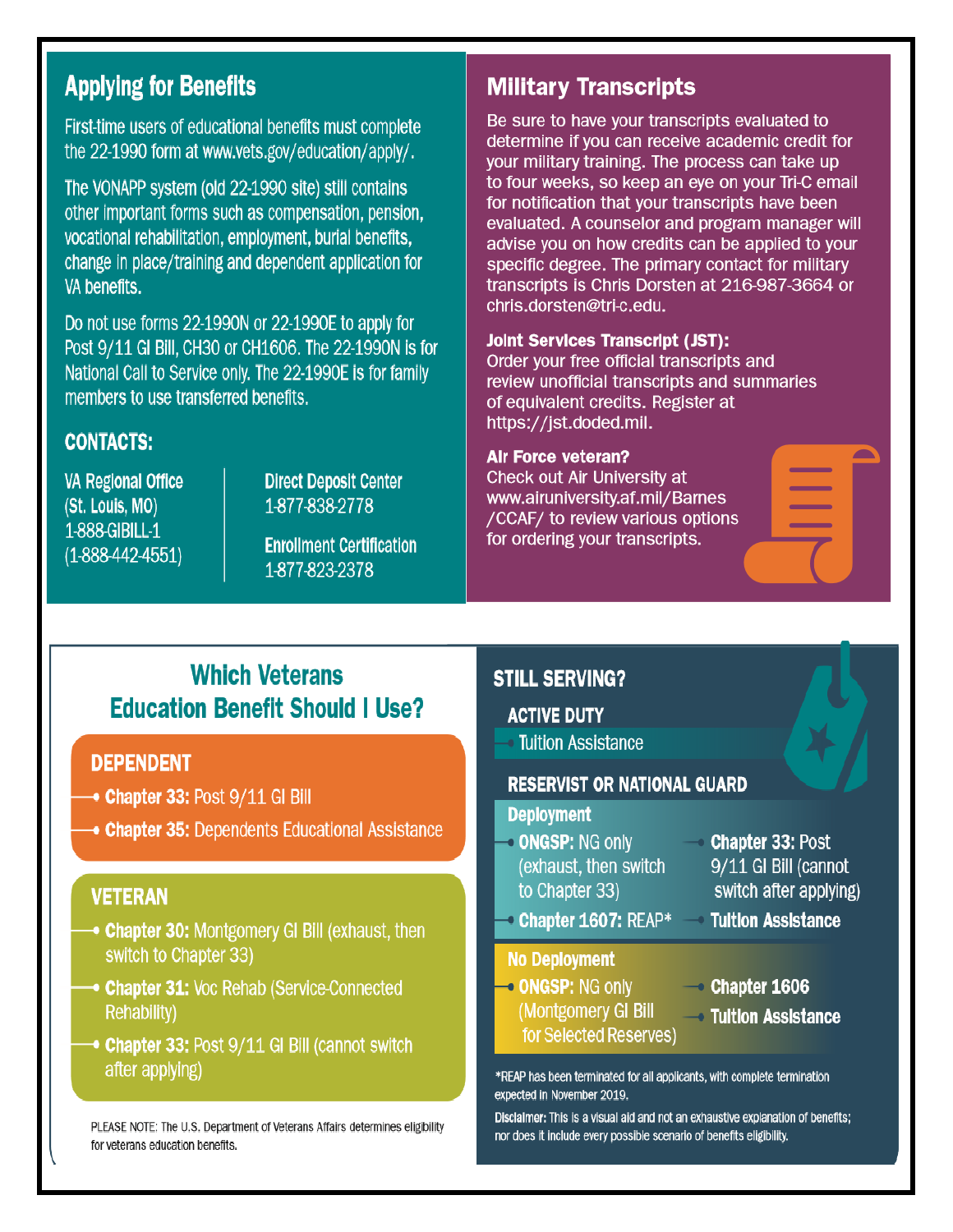## Applying for Benefits

First-time users of educational benefits must complete the 22-1990 form at www.vets.gov/education/apply/.

The VONAPP system (old 22-1990 site) still contains other important forms such as compensation, pension, vocational rehabilitation, employment, burial benefits, change in place/training and dependent application for VA benefits.

Do not use forms 22-1990N or 22-1990E to apply for Post 9/11 GI Bill, CH30 or CH1606. The 22-1990N is for National Call to Service only. The 22-1990E is for family members to use transferred benefits.

### CONTACTS:

**VA Regional Office (St. Louis, MO)**
1-888-GIBILL-1
(1-888-442-4551)

**Direct Deposit Center**
1-877-838-2778

**Enrollment Certification**
1-877-823-2378

## Military Transcripts

Be sure to have your transcripts evaluated to determine if you can receive academic credit for your military training. The process can take up to four weeks, so keep an eye on your Tri-C email for notification that your transcripts have been evaluated. A counselor and program manager will advise you on how credits can be applied to your specific degree. The primary contact for military transcripts is Chris Dorsten at 216-987-3664 or chris.dorsten@tri-c.edu.

**Joint Services Transcript (JST):**
Order your free official transcripts and review unofficial transcripts and summaries of equivalent credits. Register at https://jst.doded.mil.

**Air Force veteran?**
Check out Air University at www.airuniversity.af.mil/Barnes/CCAF/ to review various options for ordering your transcripts.

## Which Veterans Education Benefit Should I Use?

### DEPENDENT

- **Chapter 33:** Post 9/11 GI Bill
- **Chapter 35:** Dependents Educational Assistance

### VETERAN

- **Chapter 30:** Montgomery GI Bill (exhaust, then switch to Chapter 33)
- **Chapter 31:** Voc Rehab (Service-Connected Rehability)
- **Chapter 33:** Post 9/11 GI Bill (cannot switch after applying)

PLEASE NOTE: The U.S. Department of Veterans Affairs determines eligibility for veterans education benefits.

## STILL SERVING?

### ACTIVE DUTY

- Tuition Assistance

### RESERVIST OR NATIONAL GUARD

**Deployment**

- **ONGSP:** NG only (exhaust, then switch to Chapter 33)
- **Chapter 1607:** REAP*
- **Chapter 33:** Post 9/11 GI Bill (cannot switch after applying)
- **Tuition Assistance**

**No Deployment**

- **ONGSP:** NG only (Montgomery GI Bill for Selected Reserves)
- **Chapter 1606**
- **Tuition Assistance**

*REAP has been terminated for all applicants, with complete termination expected in November 2019.

**Disclaimer:** This is a visual aid and not an exhaustive explanation of benefits; nor does it include every possible scenario of benefits eligibility.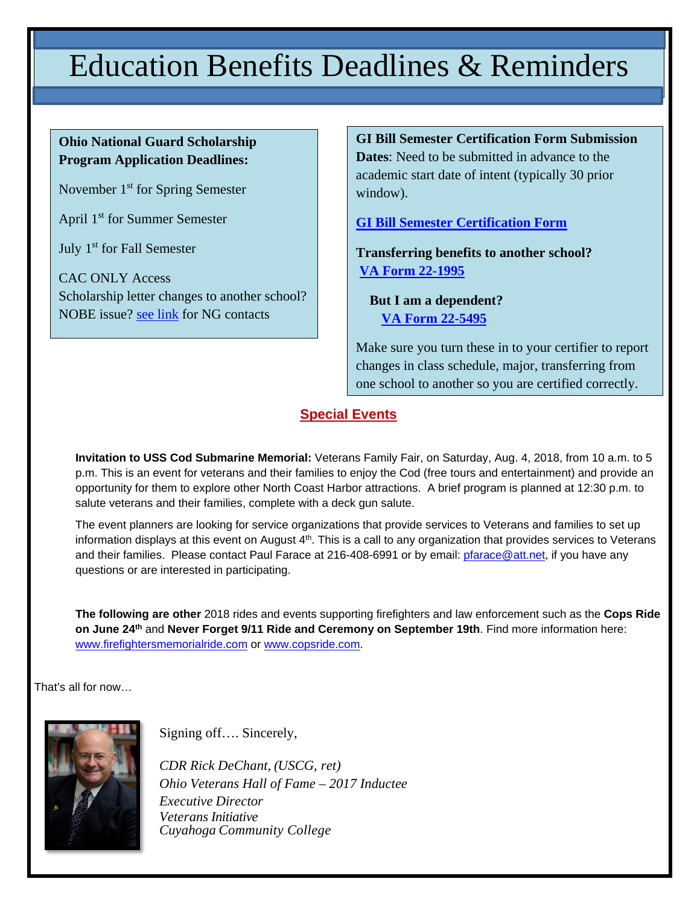# Education Benefits Deadlines & Reminders

**Ohio National Guard Scholarship Program Application Deadlines:**

November 1st for Spring Semester

April 1st for Summer Semester

July 1st for Fall Semester

CAC ONLY Access
Scholarship letter changes to another school? NOBE issue? see link for NG contacts

**GI Bill Semester Certification Form Submission Dates**: Need to be submitted in advance to the academic start date of intent (typically 30 prior window).

**GI Bill Semester Certification Form**

**Transferring benefits to another school?**
**VA Form 22-1995**

**But I am a dependent?**
**VA Form 22-5495**

Make sure you turn these in to your certifier to report changes in class schedule, major, transferring from one school to another so you are certified correctly.

## Special Events

**Invitation to USS Cod Submarine Memorial:** Veterans Family Fair, on Saturday, Aug. 4, 2018, from 10 a.m. to 5 p.m. This is an event for veterans and their families to enjoy the Cod (free tours and entertainment) and provide an opportunity for them to explore other North Coast Harbor attractions. A brief program is planned at 12:30 p.m. to salute veterans and their families, complete with a deck gun salute.

The event planners are looking for service organizations that provide services to Veterans and families to set up information displays at this event on August 4th. This is a call to any organization that provides services to Veterans and their families. Please contact Paul Farace at 216-408-6991 or by email: pfarace@att.net, if you have any questions or are interested in participating.

**The following are other** 2018 rides and events supporting firefighters and law enforcement such as the **Cops Ride on June 24th** and **Never Forget 9/11 Ride and Ceremony on September 19th**. Find more information here: www.firefightersmemorialride.com or www.copsride.com.

That's all for now…

Signing off…. Sincerely,

*CDR Rick DeChant, (USCG, ret)*
*Ohio Veterans Hall of Fame – 2017 Inductee*
*Executive Director*
*Veterans Initiative*
*Cuyahoga Community College*